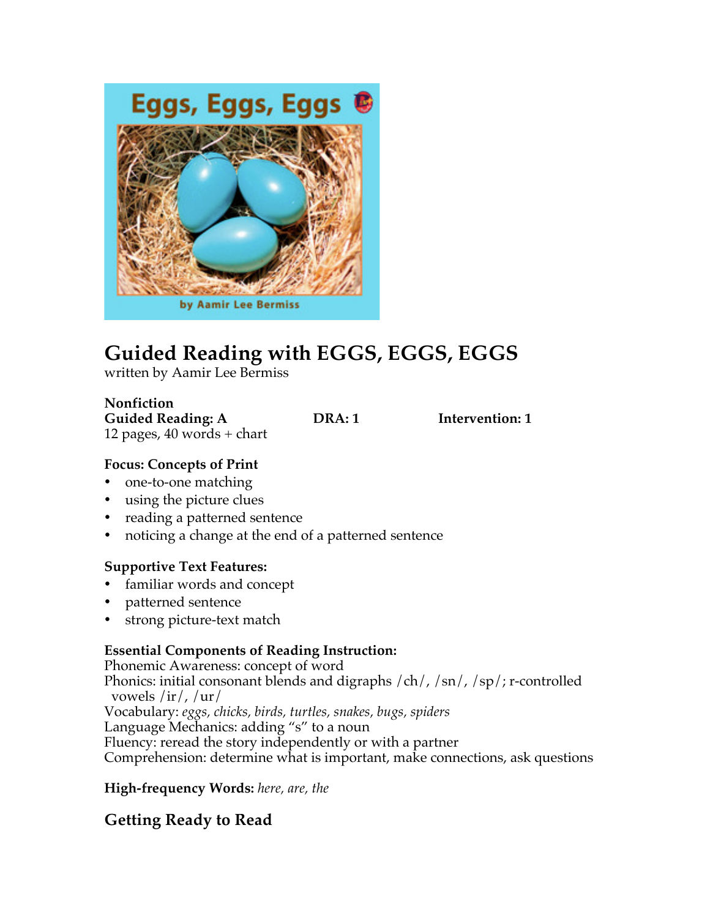# Guided Reading with EGGS, EGGS, EGGS

written by Aamir Lee Bermiss

**Nonfiction**

**Guided Reading: A** **DRA: 1** **Intervention: 1**

12 pages, 40 words + chart

### Focus: Concepts of Print

- one-to-one matching
- using the picture clues
- reading a patterned sentence
- noticing a change at the end of a patterned sentence

### Supportive Text Features:

- familiar words and concept
- patterned sentence
- strong picture-text match

### Essential Components of Reading Instruction:

Phonemic Awareness: concept of word
Phonics: initial consonant blends and digraphs /ch/, /sn/, /sp/; r-controlled vowels /ir/, /ur/
Vocabulary: *eggs, chicks, birds, turtles, snakes, bugs, spiders*
Language Mechanics: adding "s" to a noun
Fluency: reread the story independently or with a partner
Comprehension: determine what is important, make connections, ask questions

**High-frequency Words:** *here, are, the*

## Getting Ready to Read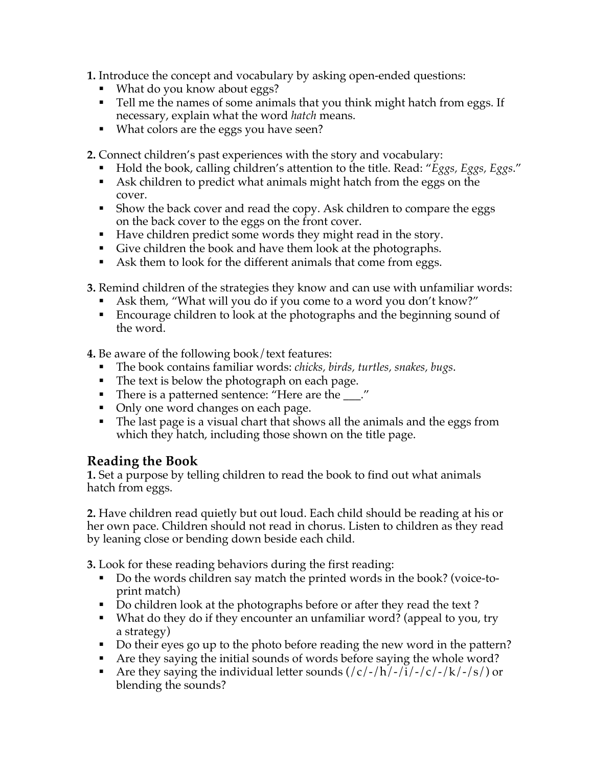**1.** Introduce the concept and vocabulary by asking open-ended questions:

- What do you know about eggs?
- Tell me the names of some animals that you think might hatch from eggs. If necessary, explain what the word *hatch* means.
- What colors are the eggs you have seen?

**2.** Connect children's past experiences with the story and vocabulary:

- Hold the book, calling children's attention to the title. Read: "*Eggs, Eggs, Eggs*."
- Ask children to predict what animals might hatch from the eggs on the cover.
- Show the back cover and read the copy. Ask children to compare the eggs on the back cover to the eggs on the front cover.
- Have children predict some words they might read in the story.
- Give children the book and have them look at the photographs.
- Ask them to look for the different animals that come from eggs.

**3.** Remind children of the strategies they know and can use with unfamiliar words:

- Ask them, "What will you do if you come to a word you don't know?"
- Encourage children to look at the photographs and the beginning sound of the word.

**4.** Be aware of the following book/text features:

- The book contains familiar words: *chicks, birds, turtles, snakes, bugs*.
- The text is below the photograph on each page.
- There is a patterned sentence: "Here are the ___."
- Only one word changes on each page.
- The last page is a visual chart that shows all the animals and the eggs from which they hatch, including those shown on the title page.

## Reading the Book

**1.** Set a purpose by telling children to read the book to find out what animals hatch from eggs.

**2.** Have children read quietly but out loud. Each child should be reading at his or her own pace. Children should not read in chorus. Listen to children as they read by leaning close or bending down beside each child.

**3.** Look for these reading behaviors during the first reading:

- Do the words children say match the printed words in the book? (voice-to-print match)
- Do children look at the photographs before or after they read the text ?
- What do they do if they encounter an unfamiliar word? (appeal to you, try a strategy)
- Do their eyes go up to the photo before reading the new word in the pattern?
- Are they saying the initial sounds of words before saying the whole word?
- Are they saying the individual letter sounds (/c/-/h/-/i/-/c/-/k/-/s/) or blending the sounds?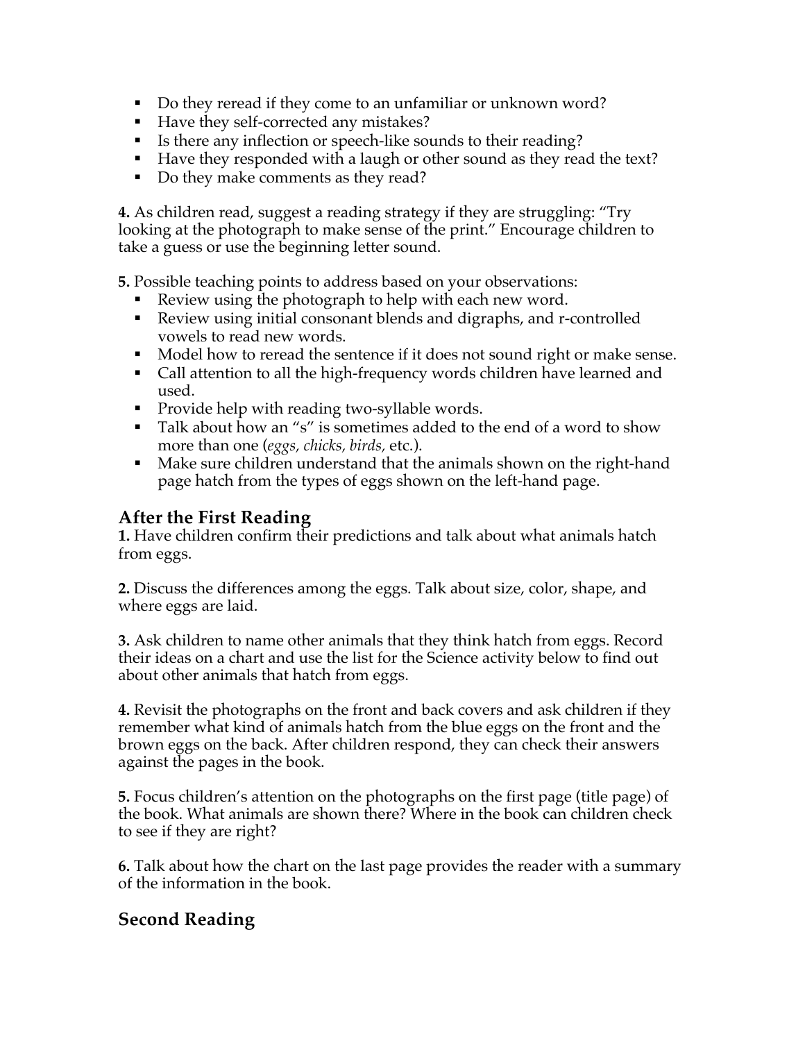- Do they reread if they come to an unfamiliar or unknown word?
- Have they self-corrected any mistakes?
- Is there any inflection or speech-like sounds to their reading?
- Have they responded with a laugh or other sound as they read the text?
- Do they make comments as they read?

**4.** As children read, suggest a reading strategy if they are struggling: "Try looking at the photograph to make sense of the print." Encourage children to take a guess or use the beginning letter sound.

**5.** Possible teaching points to address based on your observations:

- Review using the photograph to help with each new word.
- Review using initial consonant blends and digraphs, and r-controlled vowels to read new words.
- Model how to reread the sentence if it does not sound right or make sense.
- Call attention to all the high-frequency words children have learned and used.
- Provide help with reading two-syllable words.
- Talk about how an "s" is sometimes added to the end of a word to show more than one (*eggs, chicks, birds,* etc.).
- Make sure children understand that the animals shown on the right-hand page hatch from the types of eggs shown on the left-hand page.

## After the First Reading

**1.** Have children confirm their predictions and talk about what animals hatch from eggs.

**2.** Discuss the differences among the eggs. Talk about size, color, shape, and where eggs are laid.

**3.** Ask children to name other animals that they think hatch from eggs. Record their ideas on a chart and use the list for the Science activity below to find out about other animals that hatch from eggs.

**4.** Revisit the photographs on the front and back covers and ask children if they remember what kind of animals hatch from the blue eggs on the front and the brown eggs on the back. After children respond, they can check their answers against the pages in the book.

**5.** Focus children's attention on the photographs on the first page (title page) of the book. What animals are shown there? Where in the book can children check to see if they are right?

**6.** Talk about how the chart on the last page provides the reader with a summary of the information in the book.

## Second Reading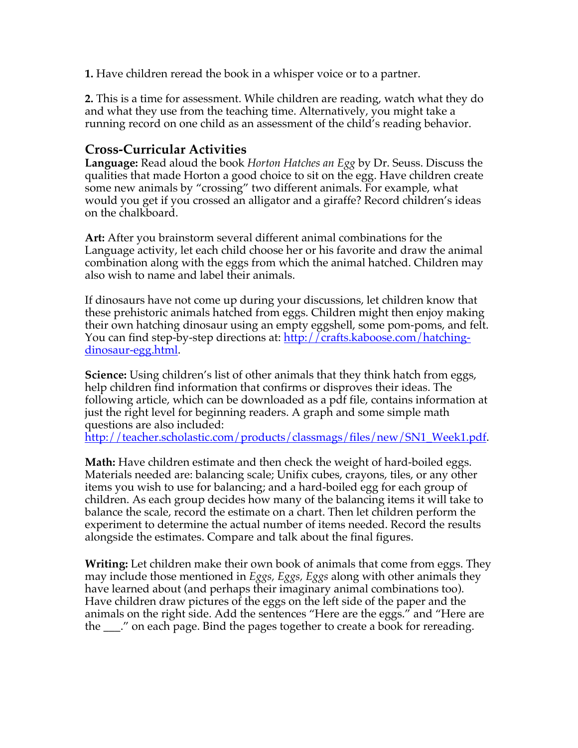**1.** Have children reread the book in a whisper voice or to a partner.

**2.** This is a time for assessment. While children are reading, watch what they do and what they use from the teaching time. Alternatively, you might take a running record on one child as an assessment of the child's reading behavior.

## Cross-Curricular Activities

**Language:** Read aloud the book *Horton Hatches an Egg* by Dr. Seuss. Discuss the qualities that made Horton a good choice to sit on the egg. Have children create some new animals by "crossing" two different animals. For example, what would you get if you crossed an alligator and a giraffe? Record children's ideas on the chalkboard.

**Art:** After you brainstorm several different animal combinations for the Language activity, let each child choose her or his favorite and draw the animal combination along with the eggs from which the animal hatched. Children may also wish to name and label their animals.

If dinosaurs have not come up during your discussions, let children know that these prehistoric animals hatched from eggs. Children might then enjoy making their own hatching dinosaur using an empty eggshell, some pom-poms, and felt. You can find step-by-step directions at: [http://crafts.kaboose.com/hatching-dinosaur-egg.html](http://crafts.kaboose.com/hatching-dinosaur-egg.html).

**Science:** Using children's list of other animals that they think hatch from eggs, help children find information that confirms or disproves their ideas. The following article, which can be downloaded as a pdf file, contains information at just the right level for beginning readers. A graph and some simple math questions are also included:
[http://teacher.scholastic.com/products/classmags/files/new/SN1_Week1.pdf](http://teacher.scholastic.com/products/classmags/files/new/SN1_Week1.pdf).

**Math:** Have children estimate and then check the weight of hard-boiled eggs. Materials needed are: balancing scale; Unifix cubes, crayons, tiles, or any other items you wish to use for balancing; and a hard-boiled egg for each group of children. As each group decides how many of the balancing items it will take to balance the scale, record the estimate on a chart. Then let children perform the experiment to determine the actual number of items needed. Record the results alongside the estimates. Compare and talk about the final figures.

**Writing:** Let children make their own book of animals that come from eggs. They may include those mentioned in *Eggs, Eggs, Eggs* along with other animals they have learned about (and perhaps their imaginary animal combinations too). Have children draw pictures of the eggs on the left side of the paper and the animals on the right side. Add the sentences "Here are the eggs." and "Here are the ___." on each page. Bind the pages together to create a book for rereading.